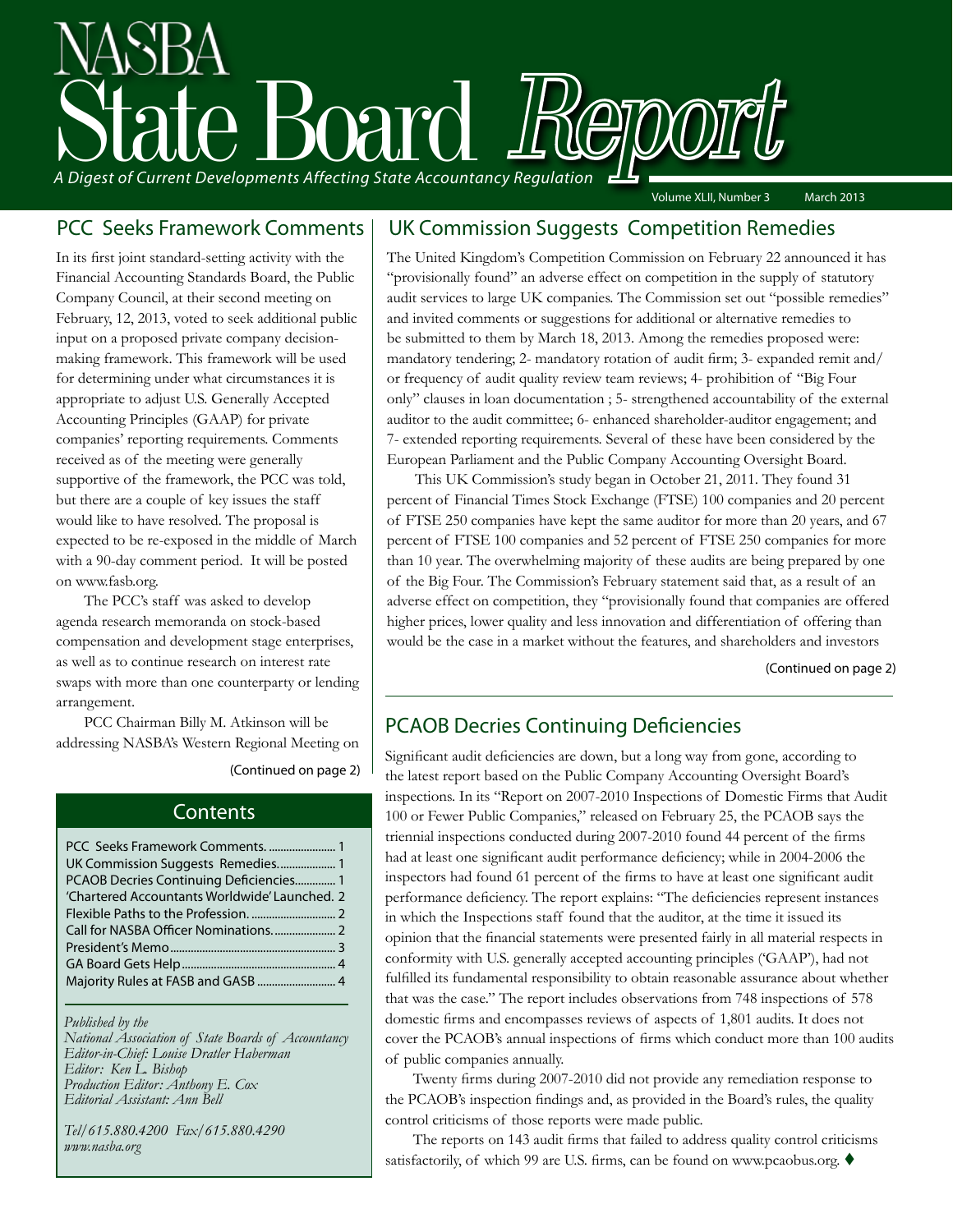# NASBA State Board Report

*A Digest of Current Developments Affecting State Accountancy Regulation*

Volume XLII, Number 3 March 2013

## PCC Seeks Framework Comments

In its first joint standard-setting activity with the Financial Accounting Standards Board, the Public Company Council, at their second meeting on February, 12, 2013, voted to seek additional public input on a proposed private company decision-making framework. This framework will be used for determining under what circumstances it is appropriate to adjust U.S. Generally Accepted Accounting Principles (GAAP) for private companies' reporting requirements. Comments received as of the meeting were generally supportive of the framework, the PCC was told, but there are a couple of key issues the staff would like to have resolved. The proposal is expected to be re-exposed in the middle of March with a 90-day comment period. It will be posted on www.fasb.org.

The PCC's staff was asked to develop agenda research memoranda on stock-based compensation and development stage enterprises, as well as to continue research on interest rate swaps with more than one counterparty or lending arrangement.

PCC Chairman Billy M. Atkinson will be addressing NASBA's Western Regional Meeting on

(Continued on page 2)

## Contents

- PCC Seeks Framework Comments. ....................... 1
- UK Commission Suggests Remedies.................... 1
- PCAOB Decries Continuing Deficiencies.............. 1
- 'Chartered Accountants Worldwide' Launched. 2
- Flexible Paths to the Profession. ............................ 2
- Call for NASBA Officer Nominations..................... 2
- President's Memo.......................................................... 3
- GA Board Gets Help..................................................... 4
- Majority Rules at FASB and GASB ........................... 4

*Published by the*
*National Association of State Boards of Accountancy*
*Editor-in-Chief: Louise Dratler Haberman*
*Editor: Ken L. Bishop*
*Production Editor: Anthony E. Cox*
*Editorial Assistant: Ann Bell*

*Tel/615.880.4200 Fax/615.880.4290*
*www.nasba.org*

## UK Commission Suggests Competition Remedies

The United Kingdom's Competition Commission on February 22 announced it has "provisionally found" an adverse effect on competition in the supply of statutory audit services to large UK companies. The Commission set out "possible remedies" and invited comments or suggestions for additional or alternative remedies to be submitted to them by March 18, 2013. Among the remedies proposed were: mandatory tendering; 2- mandatory rotation of audit firm; 3- expanded remit and/or frequency of audit quality review team reviews; 4- prohibition of "Big Four only" clauses in loan documentation ; 5- strengthened accountability of the external auditor to the audit committee; 6- enhanced shareholder-auditor engagement; and 7- extended reporting requirements. Several of these have been considered by the European Parliament and the Public Company Accounting Oversight Board.

This UK Commission's study began in October 21, 2011. They found 31 percent of Financial Times Stock Exchange (FTSE) 100 companies and 20 percent of FTSE 250 companies have kept the same auditor for more than 20 years, and 67 percent of FTSE 100 companies and 52 percent of FTSE 250 companies for more than 10 year. The overwhelming majority of these audits are being prepared by one of the Big Four. The Commission's February statement said that, as a result of an adverse effect on competition, they "provisionally found that companies are offered higher prices, lower quality and less innovation and differentiation of offering than would be the case in a market without the features, and shareholders and investors

(Continued on page 2)

## PCAOB Decries Continuing Deficiencies

Significant audit deficiencies are down, but a long way from gone, according to the latest report based on the Public Company Accounting Oversight Board's inspections. In its "Report on 2007-2010 Inspections of Domestic Firms that Audit 100 or Fewer Public Companies," released on February 25, the PCAOB says the triennial inspections conducted during 2007-2010 found 44 percent of the firms had at least one significant audit performance deficiency; while in 2004-2006 the inspectors had found 61 percent of the firms to have at least one significant audit performance deficiency. The report explains: "The deficiencies represent instances in which the Inspections staff found that the auditor, at the time it issued its opinion that the financial statements were presented fairly in all material respects in conformity with U.S. generally accepted accounting principles ('GAAP'), had not fulfilled its fundamental responsibility to obtain reasonable assurance about whether that was the case." The report includes observations from 748 inspections of 578 domestic firms and encompasses reviews of aspects of 1,801 audits. It does not cover the PCAOB's annual inspections of firms which conduct more than 100 audits of public companies annually.

Twenty firms during 2007-2010 did not provide any remediation response to the PCAOB's inspection findings and, as provided in the Board's rules, the quality control criticisms of those reports were made public.

The reports on 143 audit firms that failed to address quality control criticisms satisfactorily, of which 99 are U.S. firms, can be found on www.pcaobus.org. ♦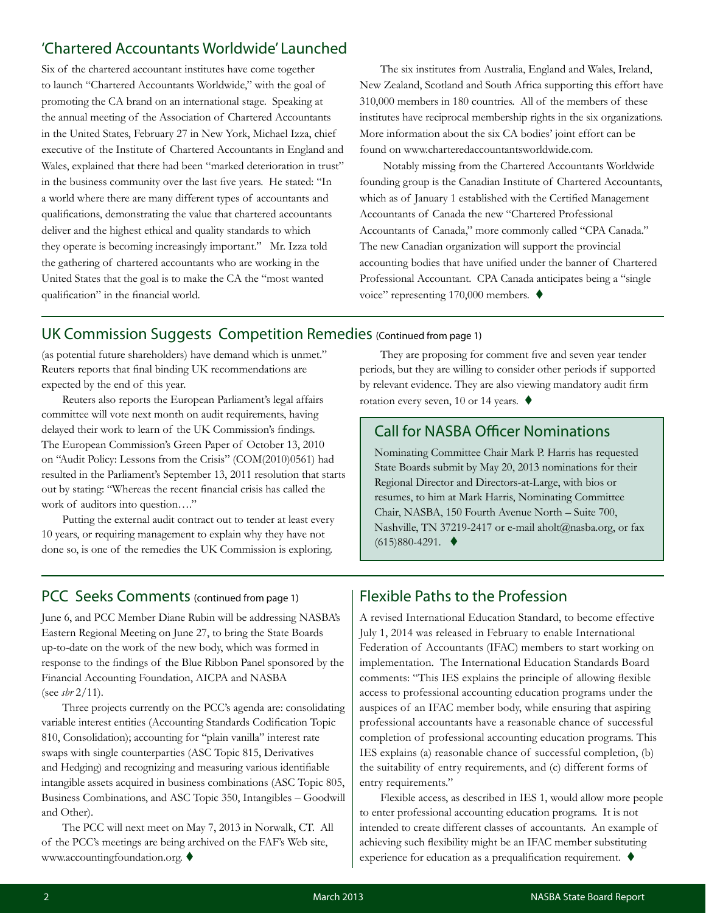## 'Chartered Accountants Worldwide' Launched

Six of the chartered accountant institutes have come together to launch "Chartered Accountants Worldwide," with the goal of promoting the CA brand on an international stage. Speaking at the annual meeting of the Association of Chartered Accountants in the United States, February 27 in New York, Michael Izza, chief executive of the Institute of Chartered Accountants in England and Wales, explained that there had been "marked deterioration in trust" in the business community over the last five years. He stated: "In a world where there are many different types of accountants and qualifications, demonstrating the value that chartered accountants deliver and the highest ethical and quality standards to which they operate is becoming increasingly important." Mr. Izza told the gathering of chartered accountants who are working in the United States that the goal is to make the CA the "most wanted qualification" in the financial world.

The six institutes from Australia, England and Wales, Ireland, New Zealand, Scotland and South Africa supporting this effort have 310,000 members in 180 countries. All of the members of these institutes have reciprocal membership rights in the six organizations. More information about the six CA bodies' joint effort can be found on www.charteredaccountantsworldwide.com.

Notably missing from the Chartered Accountants Worldwide founding group is the Canadian Institute of Chartered Accountants, which as of January 1 established with the Certified Management Accountants of Canada the new "Chartered Professional Accountants of Canada," more commonly called "CPA Canada." The new Canadian organization will support the provincial accounting bodies that have unified under the banner of Chartered Professional Accountant. CPA Canada anticipates being a "single voice" representing 170,000 members. ♦

## UK Commission Suggests Competition Remedies (Continued from page 1)

(as potential future shareholders) have demand which is unmet." Reuters reports that final binding UK recommendations are expected by the end of this year.

Reuters also reports the European Parliament's legal affairs committee will vote next month on audit requirements, having delayed their work to learn of the UK Commission's findings. The European Commission's Green Paper of October 13, 2010 on "Audit Policy: Lessons from the Crisis" (COM(2010)0561) had resulted in the Parliament's September 13, 2011 resolution that starts out by stating: "Whereas the recent financial crisis has called the work of auditors into question…."

Putting the external audit contract out to tender at least every 10 years, or requiring management to explain why they have not done so, is one of the remedies the UK Commission is exploring.

They are proposing for comment five and seven year tender periods, but they are willing to consider other periods if supported by relevant evidence. They are also viewing mandatory audit firm rotation every seven, 10 or 14 years. ♦

## Call for NASBA Officer Nominations

Nominating Committee Chair Mark P. Harris has requested State Boards submit by May 20, 2013 nominations for their Regional Director and Directors-at-Large, with bios or resumes, to him at Mark Harris, Nominating Committee Chair, NASBA, 150 Fourth Avenue North – Suite 700, Nashville, TN 37219-2417 or e-mail aholt@nasba.org, or fax (615)880-4291. ♦

## PCC Seeks Comments (continued from page 1)

June 6, and PCC Member Diane Rubin will be addressing NASBA's Eastern Regional Meeting on June 27, to bring the State Boards up-to-date on the work of the new body, which was formed in response to the findings of the Blue Ribbon Panel sponsored by the Financial Accounting Foundation, AICPA and NASBA (see *sbr* 2/11).

Three projects currently on the PCC's agenda are: consolidating variable interest entities (Accounting Standards Codification Topic 810, Consolidation); accounting for "plain vanilla" interest rate swaps with single counterparties (ASC Topic 815, Derivatives and Hedging) and recognizing and measuring various identifiable intangible assets acquired in business combinations (ASC Topic 805, Business Combinations, and ASC Topic 350, Intangibles – Goodwill and Other).

The PCC will next meet on May 7, 2013 in Norwalk, CT. All of the PCC's meetings are being archived on the FAF's Web site, www.accountingfoundation.org. ♦

## Flexible Paths to the Profession

A revised International Education Standard, to become effective July 1, 2014 was released in February to enable International Federation of Accountants (IFAC) members to start working on implementation. The International Education Standards Board comments: "This IES explains the principle of allowing flexible access to professional accounting education programs under the auspices of an IFAC member body, while ensuring that aspiring professional accountants have a reasonable chance of successful completion of professional accounting education programs. This IES explains (a) reasonable chance of successful completion, (b) the suitability of entry requirements, and (c) different forms of entry requirements."

Flexible access, as described in IES 1, would allow more people to enter professional accounting education programs. It is not intended to create different classes of accountants. An example of achieving such flexibility might be an IFAC member substituting experience for education as a prequalification requirement. ♦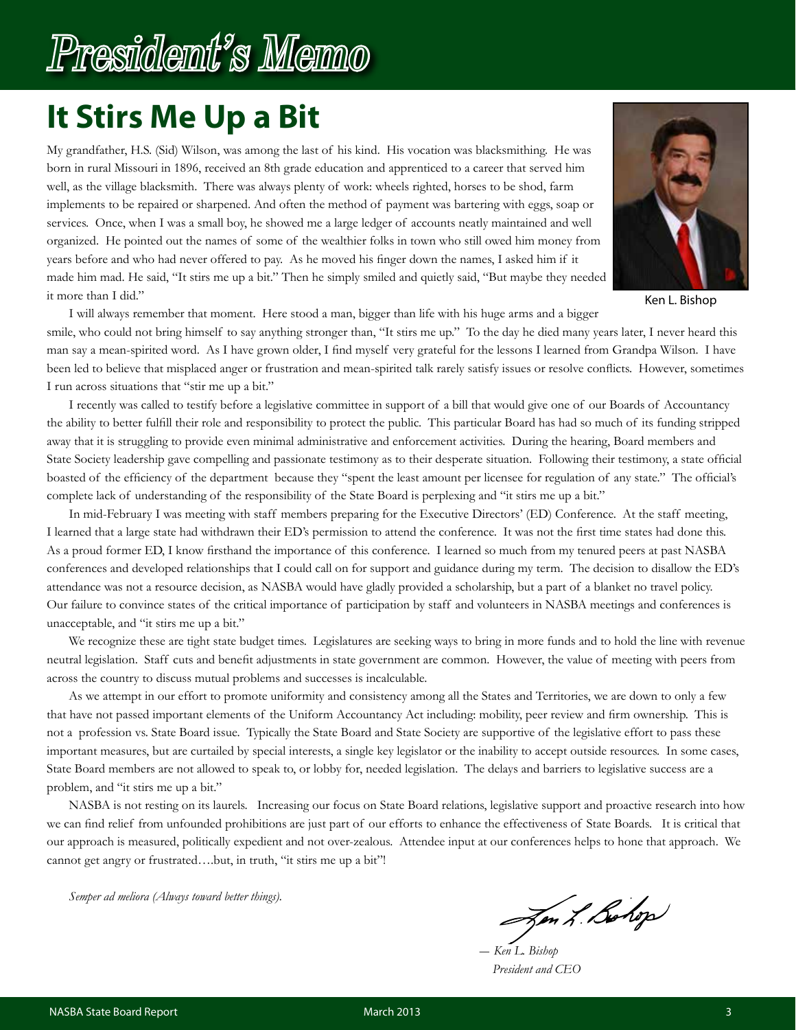# President's Memo

## It Stirs Me Up a Bit

My grandfather, H.S. (Sid) Wilson, was among the last of his kind. His vocation was blacksmithing. He was born in rural Missouri in 1896, received an 8th grade education and apprenticed to a career that served him well, as the village blacksmith. There was always plenty of work: wheels righted, horses to be shod, farm implements to be repaired or sharpened. And often the method of payment was bartering with eggs, soap or services. Once, when I was a small boy, he showed me a large ledger of accounts neatly maintained and well organized. He pointed out the names of some of the wealthier folks in town who still owed him money from years before and who had never offered to pay. As he moved his finger down the names, I asked him if it made him mad. He said, "It stirs me up a bit." Then he simply smiled and quietly said, "But maybe they needed it more than I did."

Ken L. Bishop

I will always remember that moment. Here stood a man, bigger than life with his huge arms and a bigger smile, who could not bring himself to say anything stronger than, "It stirs me up." To the day he died many years later, I never heard this man say a mean-spirited word. As I have grown older, I find myself very grateful for the lessons I learned from Grandpa Wilson. I have been led to believe that misplaced anger or frustration and mean-spirited talk rarely satisfy issues or resolve conflicts. However, sometimes I run across situations that "stir me up a bit."

I recently was called to testify before a legislative committee in support of a bill that would give one of our Boards of Accountancy the ability to better fulfill their role and responsibility to protect the public. This particular Board has had so much of its funding stripped away that it is struggling to provide even minimal administrative and enforcement activities. During the hearing, Board members and State Society leadership gave compelling and passionate testimony as to their desperate situation. Following their testimony, a state official boasted of the efficiency of the department because they "spent the least amount per licensee for regulation of any state." The official's complete lack of understanding of the responsibility of the State Board is perplexing and "it stirs me up a bit."

In mid-February I was meeting with staff members preparing for the Executive Directors' (ED) Conference. At the staff meeting, I learned that a large state had withdrawn their ED's permission to attend the conference. It was not the first time states had done this. As a proud former ED, I know firsthand the importance of this conference. I learned so much from my tenured peers at past NASBA conferences and developed relationships that I could call on for support and guidance during my term. The decision to disallow the ED's attendance was not a resource decision, as NASBA would have gladly provided a scholarship, but a part of a blanket no travel policy. Our failure to convince states of the critical importance of participation by staff and volunteers in NASBA meetings and conferences is unacceptable, and "it stirs me up a bit."

We recognize these are tight state budget times. Legislatures are seeking ways to bring in more funds and to hold the line with revenue neutral legislation. Staff cuts and benefit adjustments in state government are common. However, the value of meeting with peers from across the country to discuss mutual problems and successes is incalculable.

As we attempt in our effort to promote uniformity and consistency among all the States and Territories, we are down to only a few that have not passed important elements of the Uniform Accountancy Act including: mobility, peer review and firm ownership. This is not a profession vs. State Board issue. Typically the State Board and State Society are supportive of the legislative effort to pass these important measures, but are curtailed by special interests, a single key legislator or the inability to accept outside resources. In some cases, State Board members are not allowed to speak to, or lobby for, needed legislation. The delays and barriers to legislative success are a problem, and "it stirs me up a bit."

NASBA is not resting on its laurels. Increasing our focus on State Board relations, legislative support and proactive research into how we can find relief from unfounded prohibitions are just part of our efforts to enhance the effectiveness of State Boards. It is critical that our approach is measured, politically expedient and not over-zealous. Attendee input at our conferences helps to hone that approach. We cannot get angry or frustrated….but, in truth, "it stirs me up a bit"!

*Semper ad meliora (Always toward better things).*

*— Ken L. Bishop*
*President and CEO*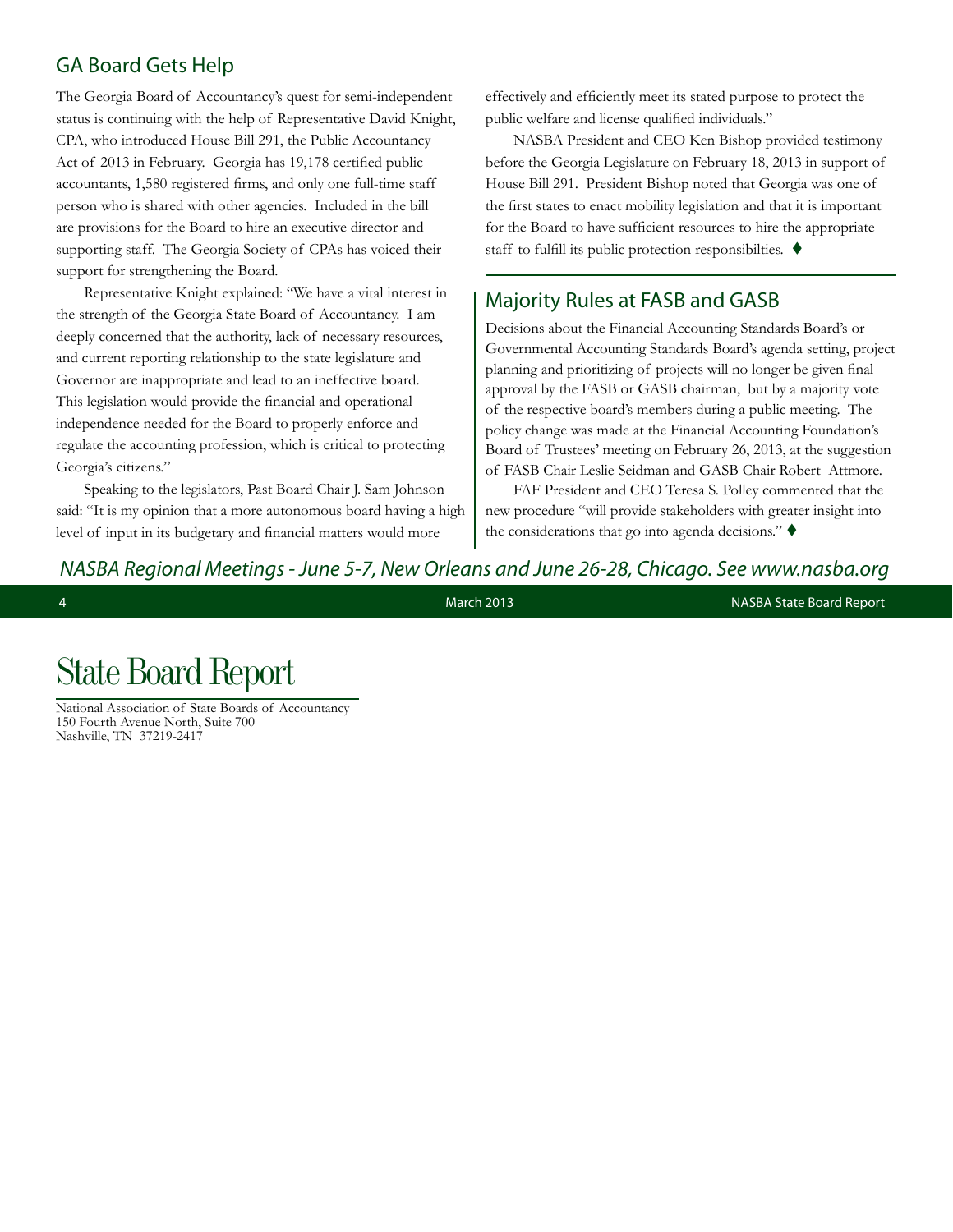## GA Board Gets Help

The Georgia Board of Accountancy's quest for semi-independent status is continuing with the help of Representative David Knight, CPA, who introduced House Bill 291, the Public Accountancy Act of 2013 in February. Georgia has 19,178 certified public accountants, 1,580 registered firms, and only one full-time staff person who is shared with other agencies. Included in the bill are provisions for the Board to hire an executive director and supporting staff. The Georgia Society of CPAs has voiced their support for strengthening the Board.

Representative Knight explained: "We have a vital interest in the strength of the Georgia State Board of Accountancy. I am deeply concerned that the authority, lack of necessary resources, and current reporting relationship to the state legislature and Governor are inappropriate and lead to an ineffective board. This legislation would provide the financial and operational independence needed for the Board to properly enforce and regulate the accounting profession, which is critical to protecting Georgia's citizens."

Speaking to the legislators, Past Board Chair J. Sam Johnson said: "It is my opinion that a more autonomous board having a high level of input in its budgetary and financial matters would more effectively and efficiently meet its stated purpose to protect the public welfare and license qualified individuals."

NASBA President and CEO Ken Bishop provided testimony before the Georgia Legislature on February 18, 2013 in support of House Bill 291. President Bishop noted that Georgia was one of the first states to enact mobility legislation and that it is important for the Board to have sufficient resources to hire the appropriate staff to fulfill its public protection responsibilties. ♦

## Majority Rules at FASB and GASB

Decisions about the Financial Accounting Standards Board's or Governmental Accounting Standards Board's agenda setting, project planning and prioritizing of projects will no longer be given final approval by the FASB or GASB chairman, but by a majority vote of the respective board's members during a public meeting. The policy change was made at the Financial Accounting Foundation's Board of Trustees' meeting on February 26, 2013, at the suggestion of FASB Chair Leslie Seidman and GASB Chair Robert Attmore.

FAF President and CEO Teresa S. Polley commented that the new procedure "will provide stakeholders with greater insight into the considerations that go into agenda decisions." ♦

*NASBA Regional Meetings - June 5-7, New Orleans and June 26-28, Chicago. See www.nasba.org*

# State Board Report

National Association of State Boards of Accountancy
150 Fourth Avenue North, Suite 700
Nashville, TN 37219-2417